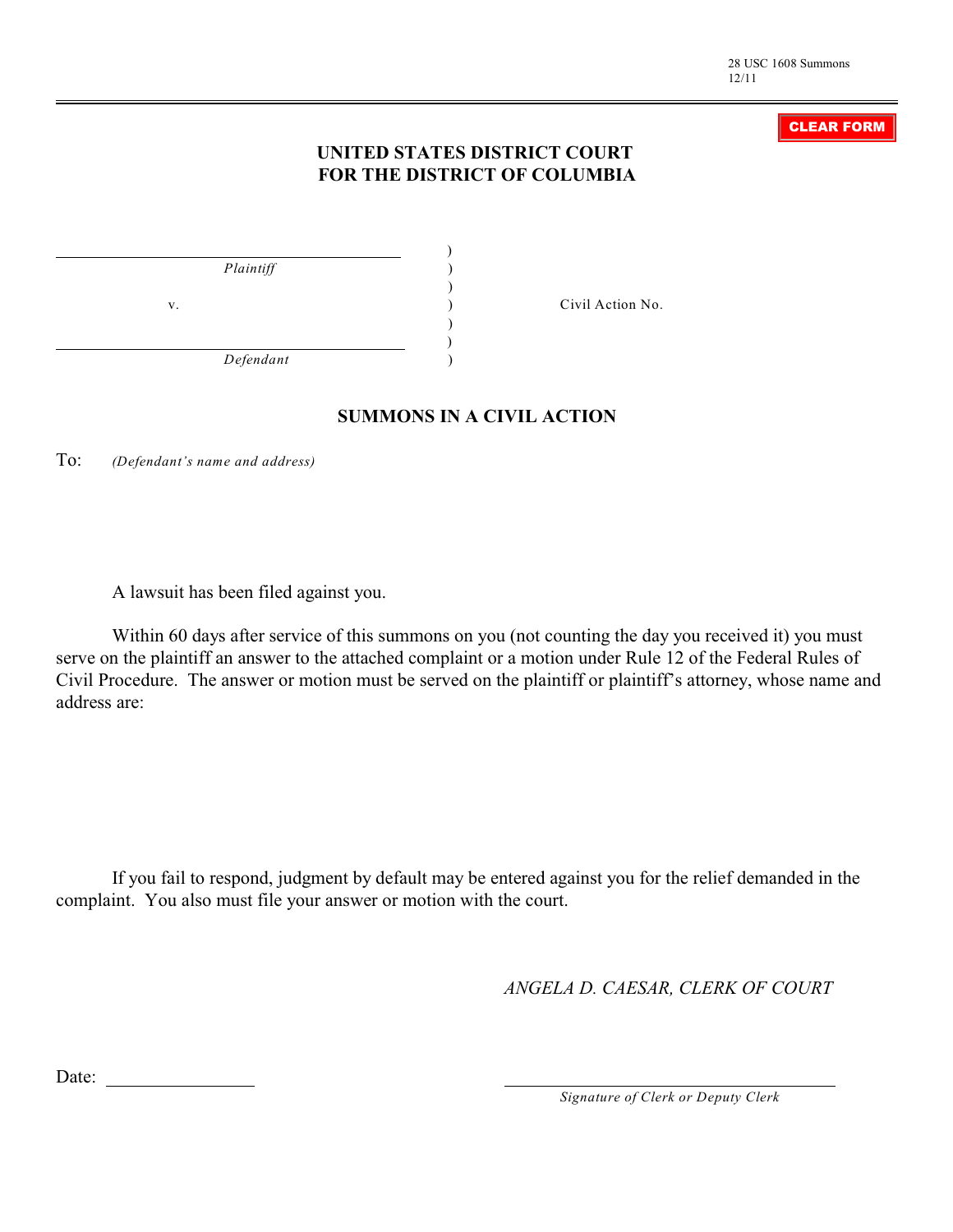28 USC 1608 Summons
12/11

CLEAR FORM

## UNITED STATES DISTRICT COURT
## FOR THE DISTRICT OF COLUMBIA

| | | |
|---|---|---|
| ______________________________ *Plaintiff* | ) | |
| v. | ) | Civil Action No. |
| ______________________________ *Defendant* | ) | |

### SUMMONS IN A CIVIL ACTION

To: *(Defendant's name and address)*

A lawsuit has been filed against you.

Within 60 days after service of this summons on you (not counting the day you received it) you must serve on the plaintiff an answer to the attached complaint or a motion under Rule 12 of the Federal Rules of Civil Procedure. The answer or motion must be served on the plaintiff or plaintiff's attorney, whose name and address are:

If you fail to respond, judgment by default may be entered against you for the relief demanded in the complaint. You also must file your answer or motion with the court.

*ANGELA D. CAESAR, CLERK OF COURT*

Date: ________________

______________________________
*Signature of Clerk or Deputy Clerk*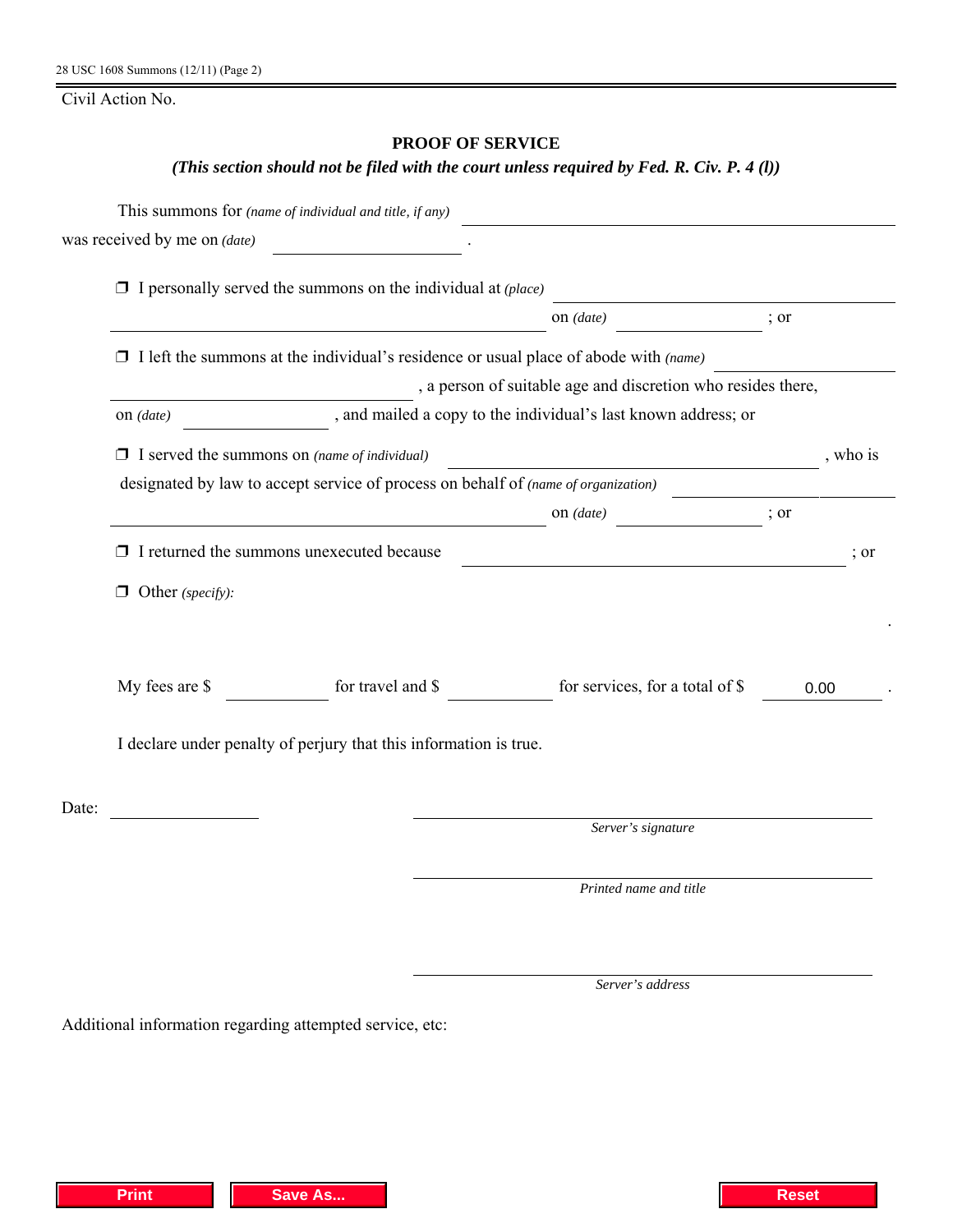Civil Action No.

## PROOF OF SERVICE

***(This section should not be filed with the court unless required by Fed. R. Civ. P. 4 (l))***

This summons for *(name of individual and title, if any)* \_\_\_\_\_\_\_\_\_\_\_\_\_\_\_\_\_\_\_\_\_\_\_\_
was received by me on *(date)* \_\_\_\_\_\_\_\_\_\_\_\_ .

❒ I personally served the summons on the individual at *(place)* \_\_\_\_\_\_\_\_\_\_\_\_\_\_\_\_\_\_\_\_\_\_\_\_
\_\_\_\_\_\_\_\_\_\_\_\_\_\_\_\_\_\_\_\_\_\_\_\_ on *(date)* \_\_\_\_\_\_\_\_\_\_\_\_ ; or

❒ I left the summons at the individual's residence or usual place of abode with *(name)* \_\_\_\_\_\_\_\_\_\_\_\_
\_\_\_\_\_\_\_\_\_\_\_\_\_\_\_\_\_\_\_\_\_\_\_\_ , a person of suitable age and discretion who resides there,
on *(date)* \_\_\_\_\_\_\_\_\_\_\_\_ , and mailed a copy to the individual's last known address; or

❒ I served the summons on *(name of individual)* \_\_\_\_\_\_\_\_\_\_\_\_\_\_\_\_\_\_\_\_\_\_\_\_ , who is
designated by law to accept service of process on behalf of *(name of organization)* \_\_\_\_\_\_\_\_\_\_\_\_
\_\_\_\_\_\_\_\_\_\_\_\_\_\_\_\_\_\_\_\_\_\_\_\_ on *(date)* \_\_\_\_\_\_\_\_\_\_\_\_ ; or

❒ I returned the summons unexecuted because \_\_\_\_\_\_\_\_\_\_\_\_\_\_\_\_\_\_\_\_\_\_\_\_ ; or

❒ Other *(specify)*:

.

My fees are $ \_\_\_\_\_\_\_\_ for travel and $ \_\_\_\_\_\_\_\_ for services, for a total of $ 0.00 .

I declare under penalty of perjury that this information is true.

Date: \_\_\_\_\_\_\_\_\_\_\_\_

\_\_\_\_\_\_\_\_\_\_\_\_\_\_\_\_\_\_\_\_\_\_\_\_
*Server's signature*

\_\_\_\_\_\_\_\_\_\_\_\_\_\_\_\_\_\_\_\_\_\_\_\_
*Printed name and title*

\_\_\_\_\_\_\_\_\_\_\_\_\_\_\_\_\_\_\_\_\_\_\_\_
*Server's address*

Additional information regarding attempted service, etc:

Print | Save As... | Reset